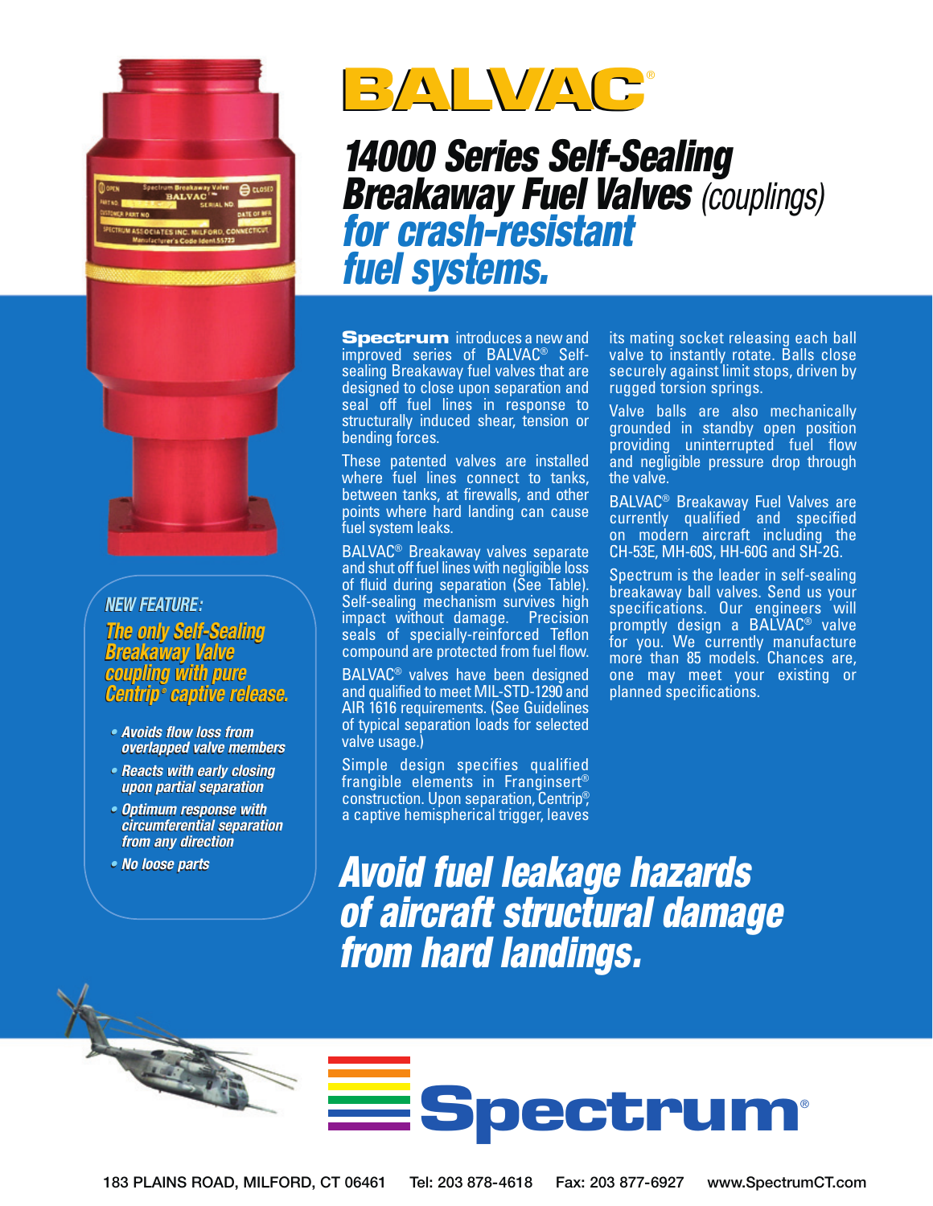# BALVAC®

## *14000 Series Self-Sealing Breakaway Fuel Valves (couplings) for crash-resistant fuel systems.*

**Spectrum** introduces a new and improved series of BALVAC® Self-sealing Breakaway fuel valves that are designed to close upon separation and seal off fuel lines in response to structurally induced shear, tension or bending forces.

These patented valves are installed where fuel lines connect to tanks, between tanks, at firewalls, and other points where hard landing can cause fuel system leaks.

BALVAC® Breakaway valves separate and shut off fuel lines with negligible loss of fluid during separation (See Table). Self-sealing mechanism survives high impact without damage. Precision seals of specially-reinforced Teflon compound are protected from fuel flow.

BALVAC® valves have been designed and qualified to meet MIL-STD-1290 and AIR 1616 requirements. (See Guidelines of typical separation loads for selected valve usage.)

Simple design specifies qualified frangible elements in Franginsert® construction. Upon separation, Centrip®, a captive hemispherical trigger, leaves its mating socket releasing each ball valve to instantly rotate. Balls close securely against limit stops, driven by rugged torsion springs.

Valve balls are also mechanically grounded in standby open position providing uninterrupted fuel flow and negligible pressure drop through the valve.

BALVAC® Breakaway Fuel Valves are currently qualified and specified on modern aircraft including the CH-53E, MH-60S, HH-60G and SH-2G.

Spectrum is the leader in self-sealing breakaway ball valves. Send us your specifications. Our engineers will promptly design a BALVAC® valve for you. We currently manufacture more than 85 models. Chances are, one may meet your existing or planned specifications.

### *NEW FEATURE:*

***The only Self-Sealing Breakaway Valve coupling with pure Centrip® captive release.***

- *Avoids flow loss from overlapped valve members*
- *Reacts with early closing upon partial separation*
- *Optimum response with circumferential separation from any direction*
- *No loose parts*

## *Avoid fuel leakage hazards of aircraft structural damage from hard landings.*

**Spectrum®**

183 PLAINS ROAD, MILFORD, CT 06461 Tel: 203 878-4618 Fax: 203 877-6927 www.SpectrumCT.com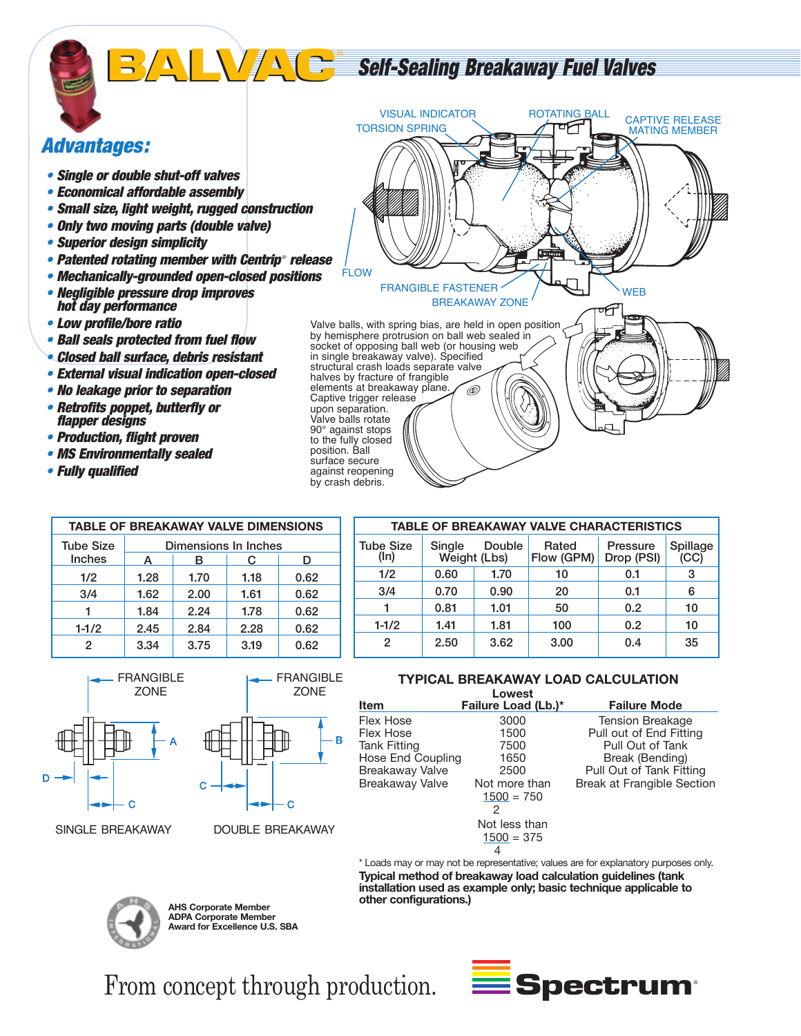# BALVAC® Self-Sealing Breakaway Fuel Valves

## Advantages:

- Single or double shut-off valves
- Economical affordable assembly
- Small size, light weight, rugged construction
- Only two moving parts (double valve)
- Superior design simplicity
- Patented rotating member with Centrip® release
- Mechanically-grounded open-closed positions
- Negligible pressure drop improves hot day performance
- Low profile/bore ratio
- Ball seals protected from fuel flow
- Closed ball surface, debris resistant
- External visual indication open-closed
- No leakage prior to separation
- Retrofits poppet, butterfly or flapper designs
- Production, flight proven
- MS Environmentally sealed
- Fully qualified

VISUAL INDICATOR
TORSION SPRING
ROTATING BALL
CAPTIVE RELEASE MATING MEMBER
FLOW
FRANGIBLE FASTENER
BREAKAWAY ZONE
WEB

Valve balls, with spring bias, are held in open position by hemisphere protrusion on ball web sealed in socket of opposing ball web (or housing web in single breakaway valve). Specified structural crash loads separate valve halves by fracture of frangible elements at breakaway plane. Captive trigger release upon separation. Valve balls rotate 90° against stops to the fully closed position. Ball surface secure against reopening by crash debris.

| TABLE OF BREAKAWAY VALVE DIMENSIONS | | | | |
|---|---|---|---|---|
| Tube Size Inches | Dimensions In Inches | | | |
| | A | B | C | D |
| 1/2 | 1.28 | 1.70 | 1.18 | 0.62 |
| 3/4 | 1.62 | 2.00 | 1.61 | 0.62 |
| 1 | 1.84 | 2.24 | 1.78 | 0.62 |
| 1-1/2 | 2.45 | 2.84 | 2.28 | 0.62 |
| 2 | 3.34 | 3.75 | 3.19 | 0.62 |

| TABLE OF BREAKAWAY VALVE CHARACTERISTICS | | | | | |
|---|---|---|---|---|---|
| Tube Size (In) | Single Weight (Lbs) | Double | Rated Flow (GPM) | Pressure Drop (PSI) | Spillage (CC) |
| 1/2 | 0.60 | 1.70 | 10 | 0.1 | 3 |
| 3/4 | 0.70 | 0.90 | 20 | 0.1 | 6 |
| 1 | 0.81 | 1.01 | 50 | 0.2 | 10 |
| 1-1/2 | 1.41 | 1.81 | 100 | 0.2 | 10 |
| 2 | 2.50 | 3.62 | 3.00 | 0.4 | 35 |

FRANGIBLE ZONE
A
D
C
SINGLE BREAKAWAY

FRANGIBLE ZONE
B
C
C
DOUBLE BREAKAWAY

### TYPICAL BREAKAWAY LOAD CALCULATION

| Item | Lowest Failure Load (Lb.)* | Failure Mode |
|---|---|---|
| Flex Hose | 3000 | Tension Breakage |
| Flex Hose | 1500 | Pull out of End Fitting |
| Tank Fitting | 7500 | Pull Out of Tank |
| Hose End Coupling | 1650 | Break (Bending) |
| Breakaway Valve | 2500 | Pull Out of Tank Fitting |
| Breakaway Valve | Not more than $\frac{1500}{2} = 750$ <br> Not less than $\frac{1500}{4} = 375$ | Break at Frangible Section |

\* Loads may or may not be representative; values are for explanatory purposes only.

**Typical method of breakaway load calculation guidelines (tank installation used as example only; basic technique applicable to other configurations.)**

AHS Corporate Member
ADPA Corporate Member
Award for Excellence U.S. SBA

From concept through production.

Spectrum®